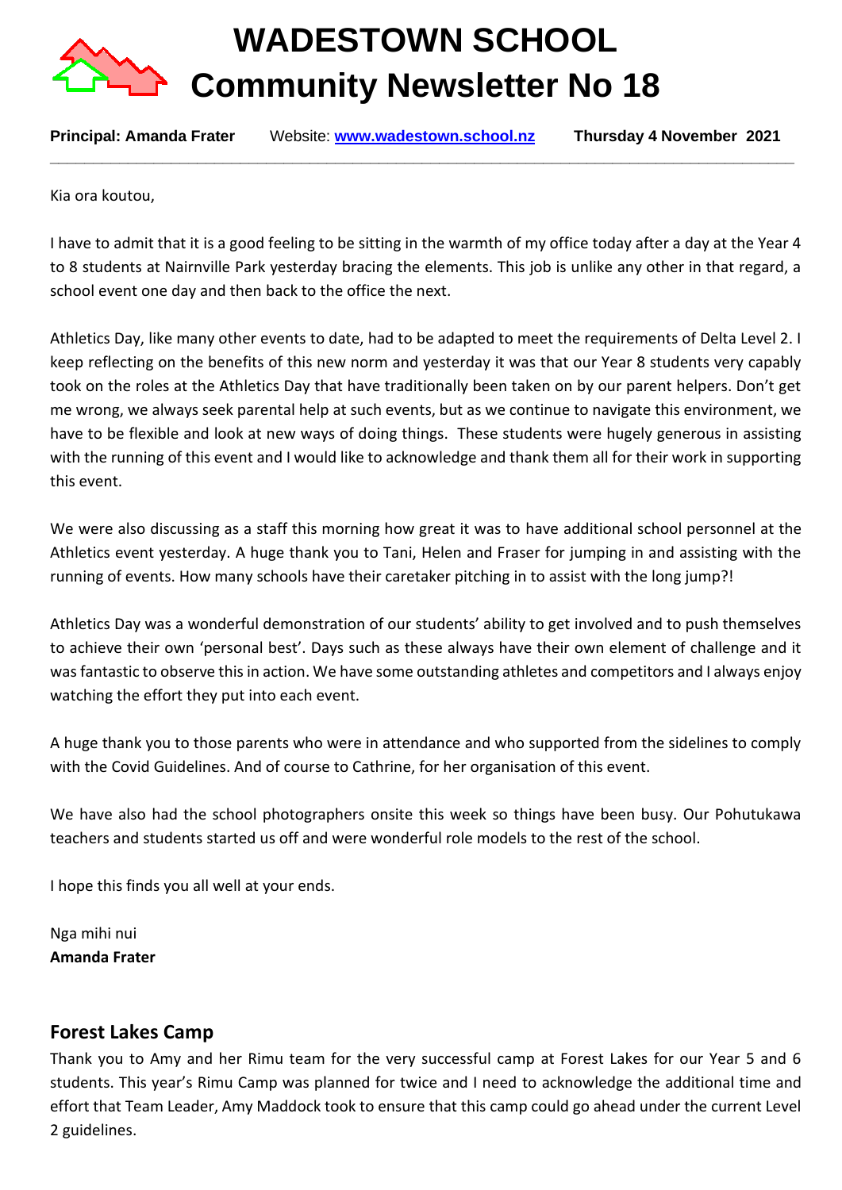# WADESTOWN SCHOOL
# Community Newsletter No 18

**Principal: Amanda Frater** Website: **www.wadestown.school.nz** **Thursday 4 November 2021**

---

Kia ora koutou,

I have to admit that it is a good feeling to be sitting in the warmth of my office today after a day at the Year 4 to 8 students at Nairnville Park yesterday bracing the elements. This job is unlike any other in that regard, a school event one day and then back to the office the next.

Athletics Day, like many other events to date, had to be adapted to meet the requirements of Delta Level 2. I keep reflecting on the benefits of this new norm and yesterday it was that our Year 8 students very capably took on the roles at the Athletics Day that have traditionally been taken on by our parent helpers. Don't get me wrong, we always seek parental help at such events, but as we continue to navigate this environment, we have to be flexible and look at new ways of doing things. These students were hugely generous in assisting with the running of this event and I would like to acknowledge and thank them all for their work in supporting this event.

We were also discussing as a staff this morning how great it was to have additional school personnel at the Athletics event yesterday. A huge thank you to Tani, Helen and Fraser for jumping in and assisting with the running of events. How many schools have their caretaker pitching in to assist with the long jump?!

Athletics Day was a wonderful demonstration of our students' ability to get involved and to push themselves to achieve their own 'personal best'. Days such as these always have their own element of challenge and it was fantastic to observe this in action. We have some outstanding athletes and competitors and I always enjoy watching the effort they put into each event.

A huge thank you to those parents who were in attendance and who supported from the sidelines to comply with the Covid Guidelines. And of course to Cathrine, for her organisation of this event.

We have also had the school photographers onsite this week so things have been busy. Our Pohutukawa teachers and students started us off and were wonderful role models to the rest of the school.

I hope this finds you all well at your ends.

Nga mihi nui
**Amanda Frater**

## Forest Lakes Camp

Thank you to Amy and her Rimu team for the very successful camp at Forest Lakes for our Year 5 and 6 students. This year's Rimu Camp was planned for twice and I need to acknowledge the additional time and effort that Team Leader, Amy Maddock took to ensure that this camp could go ahead under the current Level 2 guidelines.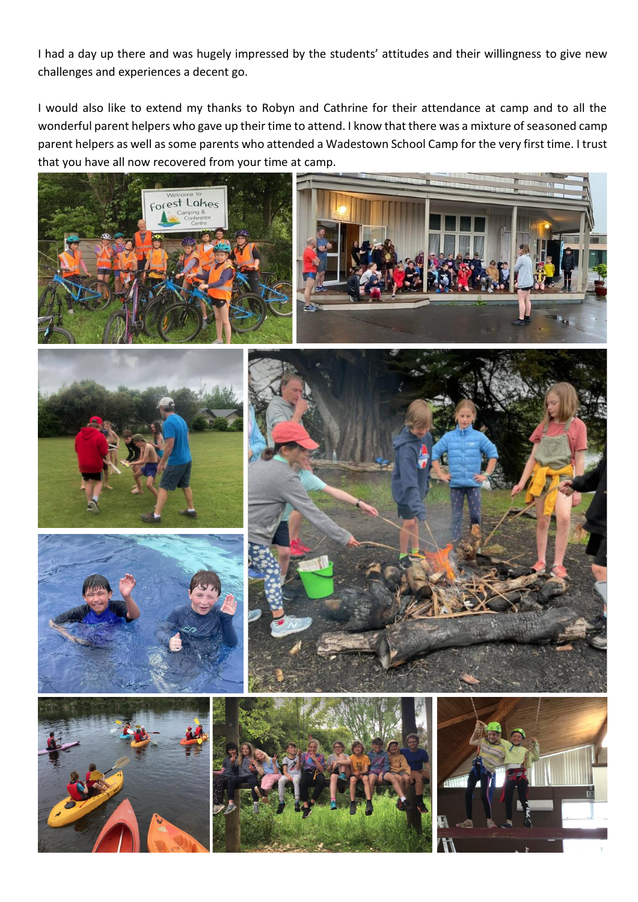I had a day up there and was hugely impressed by the students' attitudes and their willingness to give new challenges and experiences a decent go.

I would also like to extend my thanks to Robyn and Cathrine for their attendance at camp and to all the wonderful parent helpers who gave up their time to attend. I know that there was a mixture of seasoned camp parent helpers as well as some parents who attended a Wadestown School Camp for the very first time. I trust that you have all now recovered from your time at camp.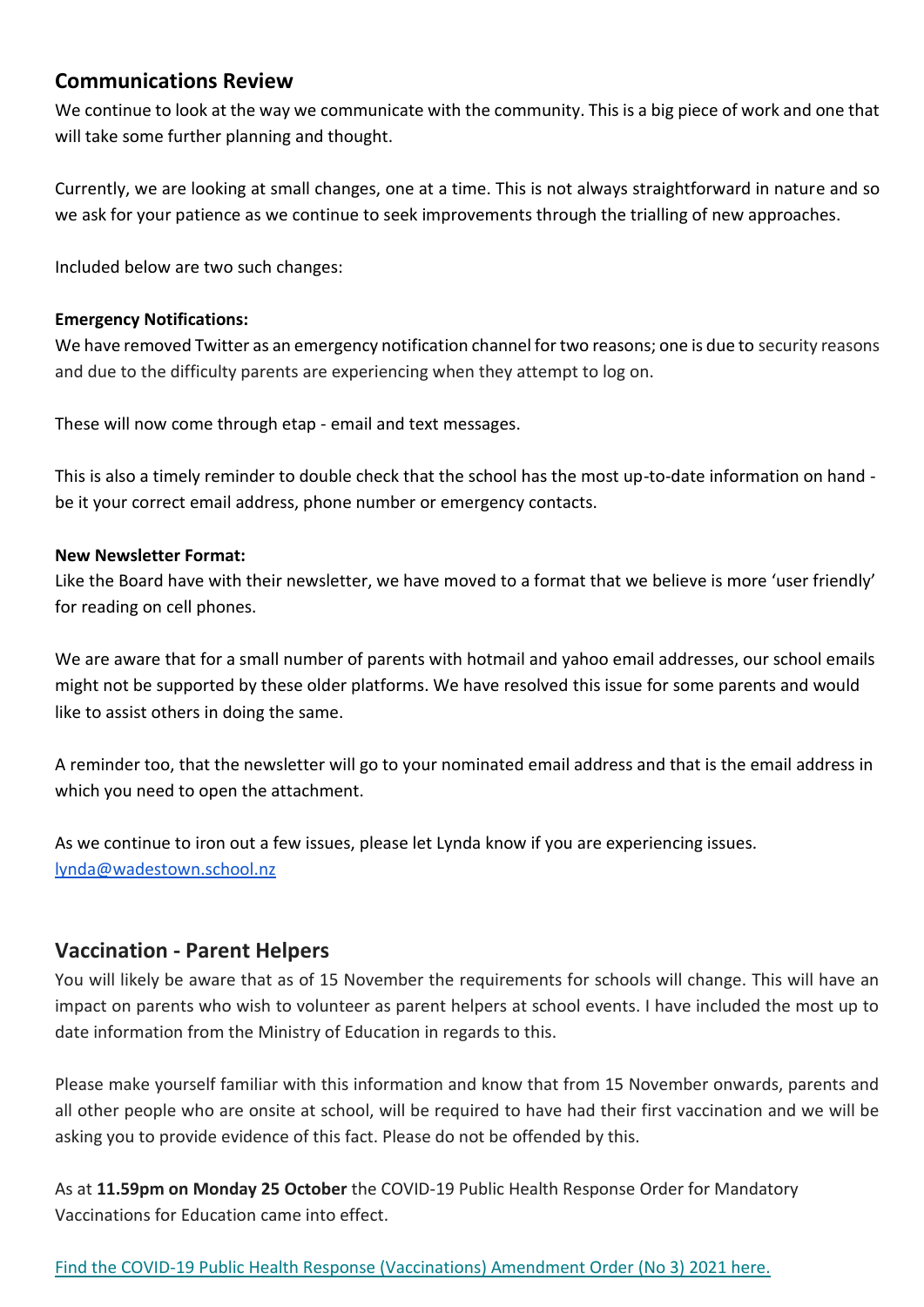## Communications Review

We continue to look at the way we communicate with the community. This is a big piece of work and one that will take some further planning and thought.

Currently, we are looking at small changes, one at a time. This is not always straightforward in nature and so we ask for your patience as we continue to seek improvements through the trialling of new approaches.

Included below are two such changes:

**Emergency Notifications:**
We have removed Twitter as an emergency notification channel for two reasons; one is due to security reasons and due to the difficulty parents are experiencing when they attempt to log on.

These will now come through etap - email and text messages.

This is also a timely reminder to double check that the school has the most up-to-date information on hand - be it your correct email address, phone number or emergency contacts.

**New Newsletter Format:**
Like the Board have with their newsletter, we have moved to a format that we believe is more 'user friendly' for reading on cell phones.

We are aware that for a small number of parents with hotmail and yahoo email addresses, our school emails might not be supported by these older platforms. We have resolved this issue for some parents and would like to assist others in doing the same.

A reminder too, that the newsletter will go to your nominated email address and that is the email address in which you need to open the attachment.

As we continue to iron out a few issues, please let Lynda know if you are experiencing issues.
[lynda@wadestown.school.nz](mailto:lynda@wadestown.school.nz)

## Vaccination - Parent Helpers

You will likely be aware that as of 15 November the requirements for schools will change. This will have an impact on parents who wish to volunteer as parent helpers at school events. I have included the most up to date information from the Ministry of Education in regards to this.

Please make yourself familiar with this information and know that from 15 November onwards, parents and all other people who are onsite at school, will be required to have had their first vaccination and we will be asking you to provide evidence of this fact. Please do not be offended by this.

As at **11.59pm on Monday 25 October** the COVID-19 Public Health Response Order for Mandatory Vaccinations for Education came into effect.

Find the COVID-19 Public Health Response (Vaccinations) Amendment Order (No 3) 2021 here.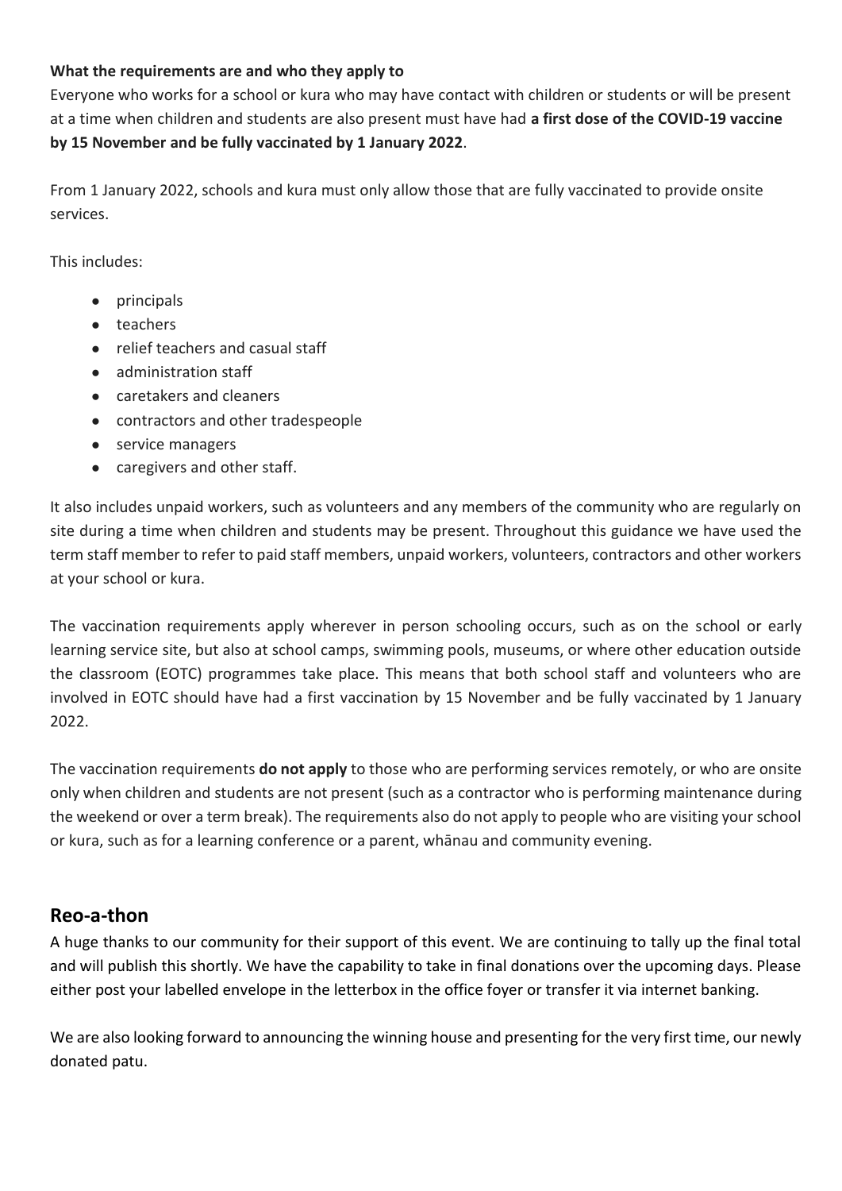**What the requirements are and who they apply to**

Everyone who works for a school or kura who may have contact with children or students or will be present at a time when children and students are also present must have had **a first dose of the COVID-19 vaccine by 15 November and be fully vaccinated by 1 January 2022**.

From 1 January 2022, schools and kura must only allow those that are fully vaccinated to provide onsite services.

This includes:

- principals
- teachers
- relief teachers and casual staff
- administration staff
- caretakers and cleaners
- contractors and other tradespeople
- service managers
- caregivers and other staff.

It also includes unpaid workers, such as volunteers and any members of the community who are regularly on site during a time when children and students may be present. Throughout this guidance we have used the term staff member to refer to paid staff members, unpaid workers, volunteers, contractors and other workers at your school or kura.

The vaccination requirements apply wherever in person schooling occurs, such as on the school or early learning service site, but also at school camps, swimming pools, museums, or where other education outside the classroom (EOTC) programmes take place. This means that both school staff and volunteers who are involved in EOTC should have had a first vaccination by 15 November and be fully vaccinated by 1 January 2022.

The vaccination requirements **do not apply** to those who are performing services remotely, or who are onsite only when children and students are not present (such as a contractor who is performing maintenance during the weekend or over a term break). The requirements also do not apply to people who are visiting your school or kura, such as for a learning conference or a parent, whānau and community evening.

## Reo-a-thon

A huge thanks to our community for their support of this event. We are continuing to tally up the final total and will publish this shortly. We have the capability to take in final donations over the upcoming days. Please either post your labelled envelope in the letterbox in the office foyer or transfer it via internet banking.

We are also looking forward to announcing the winning house and presenting for the very first time, our newly donated patu.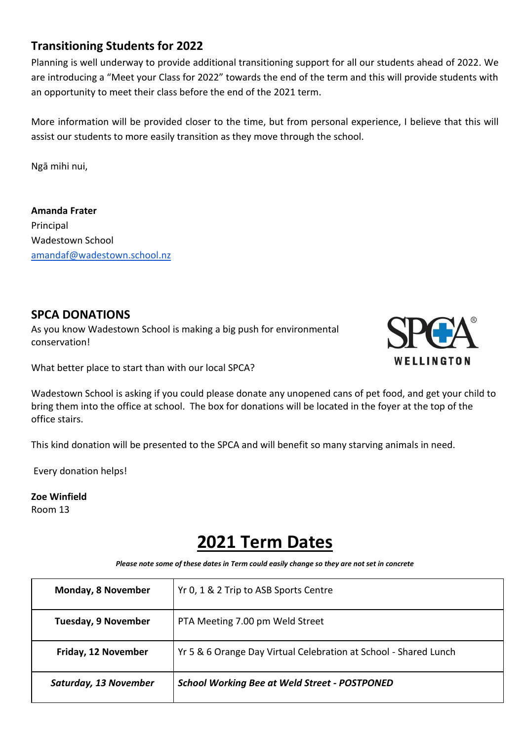## Transitioning Students for 2022

Planning is well underway to provide additional transitioning support for all our students ahead of 2022. We are introducing a "Meet your Class for 2022" towards the end of the term and this will provide students with an opportunity to meet their class before the end of the 2021 term.

More information will be provided closer to the time, but from personal experience, I believe that this will assist our students to more easily transition as they move through the school.

Ngā mihi nui,

**Amanda Frater**
Principal
Wadestown School
amandaf@wadestown.school.nz

## SPCA DONATIONS

As you know Wadestown School is making a big push for environmental conservation!

What better place to start than with our local SPCA?

Wadestown School is asking if you could please donate any unopened cans of pet food, and get your child to bring them into the office at school. The box for donations will be located in the foyer at the top of the office stairs.

This kind donation will be presented to the SPCA and will benefit so many starving animals in need.

Every donation helps!

**Zoe Winfield**
Room 13

# 2021 Term Dates

***Please note some of these dates in Term could easily change so they are not set in concrete***

| | |
|---|---|
| **Monday, 8 November** | Yr 0, 1 & 2 Trip to ASB Sports Centre |
| **Tuesday, 9 November** | PTA Meeting 7.00 pm Weld Street |
| **Friday, 12 November** | Yr 5 & 6 Orange Day Virtual Celebration at School - Shared Lunch |
| ***Saturday, 13 November*** | ***School Working Bee at Weld Street - POSTPONED*** |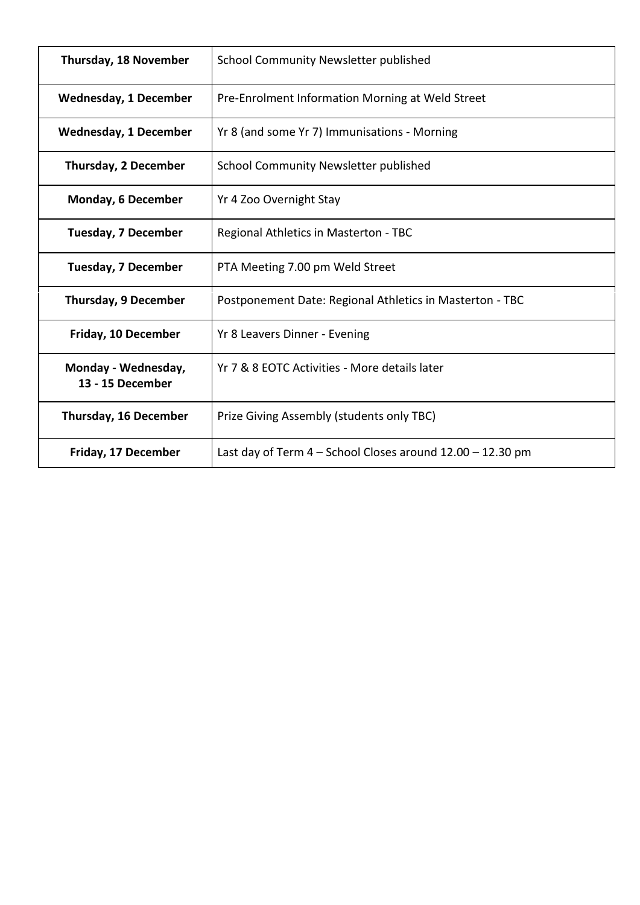| | |
|---|---|
| **Thursday, 18 November** | School Community Newsletter published |
| **Wednesday, 1 December** | Pre-Enrolment Information Morning at Weld Street |
| **Wednesday, 1 December** | Yr 8 (and some Yr 7) Immunisations - Morning |
| **Thursday, 2 December** | School Community Newsletter published |
| **Monday, 6 December** | Yr 4 Zoo Overnight Stay |
| **Tuesday, 7 December** | Regional Athletics in Masterton - TBC |
| **Tuesday, 7 December** | PTA Meeting 7.00 pm Weld Street |
| **Thursday, 9 December** | Postponement Date: Regional Athletics in Masterton - TBC |
| **Friday, 10 December** | Yr 8 Leavers Dinner - Evening |
| **Monday - Wednesday, 13 - 15 December** | Yr 7 & 8 EOTC Activities - More details later |
| **Thursday, 16 December** | Prize Giving Assembly (students only TBC) |
| **Friday, 17 December** | Last day of Term 4 – School Closes around 12.00 – 12.30 pm |